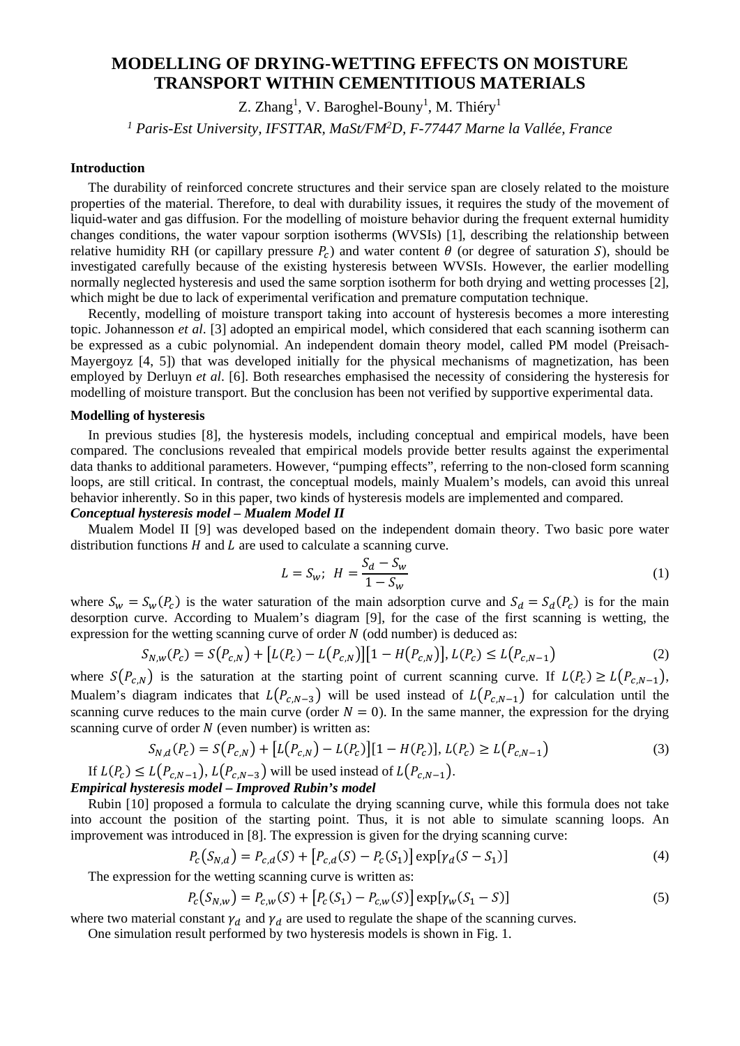# MODELLING OF DRYING-WETTING EFFECTS ON MOISTURE TRANSPORT WITHIN CEMENTITIOUS MATERIALS

Z. Zhang[1], V. Baroghel-Bouny[1], M. Thiéry[1]

[1] *Paris-Est University, IFSTTAR, MaSt/FM²D, F-77447 Marne la Vallée, France*

**Introduction**

The durability of reinforced concrete structures and their service span are closely related to the moisture properties of the material. Therefore, to deal with durability issues, it requires the study of the movement of liquid-water and gas diffusion. For the modelling of moisture behavior during the frequent external humidity changes conditions, the water vapour sorption isotherms (WVSIs) [1], describing the relationship between relative humidity RH (or capillary pressure $P_c$) and water content $\theta$ (or degree of saturation $S$), should be investigated carefully because of the existing hysteresis between WVSIs. However, the earlier modelling normally neglected hysteresis and used the same sorption isotherm for both drying and wetting processes [2], which might be due to lack of experimental verification and premature computation technique.

Recently, modelling of moisture transport taking into account of hysteresis becomes a more interesting topic. Johannesson *et al*. [3] adopted an empirical model, which considered that each scanning isotherm can be expressed as a cubic polynomial. An independent domain theory model, called PM model (Preisach-Mayergoyz [4, 5]) that was developed initially for the physical mechanisms of magnetization, has been employed by Derluyn *et al*. [6]. Both researches emphasised the necessity of considering the hysteresis for modelling of moisture transport. But the conclusion has been not verified by supportive experimental data.

**Modelling of hysteresis**

In previous studies [8], the hysteresis models, including conceptual and empirical models, have been compared. The conclusions revealed that empirical models provide better results against the experimental data thanks to additional parameters. However, "pumping effects", referring to the non-closed form scanning loops, are still critical. In contrast, the conceptual models, mainly Mualem's models, can avoid this unreal behavior inherently. So in this paper, two kinds of hysteresis models are implemented and compared.

***Conceptual hysteresis model – Mualem Model II***

Mualem Model II [9] was developed based on the independent domain theory. Two basic pore water distribution functions $H$ and $L$ are used to calculate a scanning curve.

$$L = S_w; \; H = \frac{S_d - S_w}{1 - S_w} \tag{1}$$

where $S_w = S_w(P_c)$ is the water saturation of the main adsorption curve and $S_d = S_d(P_c)$ is for the main desorption curve. According to Mualem's diagram [9], for the case of the first scanning is wetting, the expression for the wetting scanning curve of order $N$ (odd number) is deduced as:

$$S_{N,w}(P_c) = S(P_{c,N}) + [L(P_c) - L(P_{c,N})][1 - H(P_{c,N})], L(P_c) \leq L(P_{c,N-1}) \tag{2}$$

where $S(P_{c,N})$ is the saturation at the starting point of current scanning curve. If $L(P_c) \geq L(P_{c,N-1})$, Mualem's diagram indicates that $L(P_{c,N-3})$ will be used instead of $L(P_{c,N-1})$ for calculation until the scanning curve reduces to the main curve (order $N = 0$). In the same manner, the expression for the drying scanning curve of order $N$ (even number) is written as:

$$S_{N,d}(P_c) = S(P_{c,N}) + [L(P_{c,N}) - L(P_c)][1 - H(P_c)], L(P_c) \geq L(P_{c,N-1}) \tag{3}$$

If $L(P_c) \leq L(P_{c,N-1})$, $L(P_{c,N-3})$ will be used instead of $L(P_{c,N-1})$.

***Empirical hysteresis model – Improved Rubin's model***

Rubin [10] proposed a formula to calculate the drying scanning curve, while this formula does not take into account the position of the starting point. Thus, it is not able to simulate scanning loops. An improvement was introduced in [8]. The expression is given for the drying scanning curve:

$$P_c(S_{N,d}) = P_{c,d}(S) + [P_{c,d}(S) - P_c(S_1)] \exp[\gamma_d(S - S_1)] \tag{4}$$

The expression for the wetting scanning curve is written as:

$$P_c(S_{N,w}) = P_{c,w}(S) + [P_c(S_1) - P_{c,w}(S)] \exp[\gamma_w(S_1 - S)] \tag{5}$$

where two material constant $\gamma_d$ and $\gamma_d$ are used to regulate the shape of the scanning curves.

One simulation result performed by two hysteresis models is shown in Fig. 1.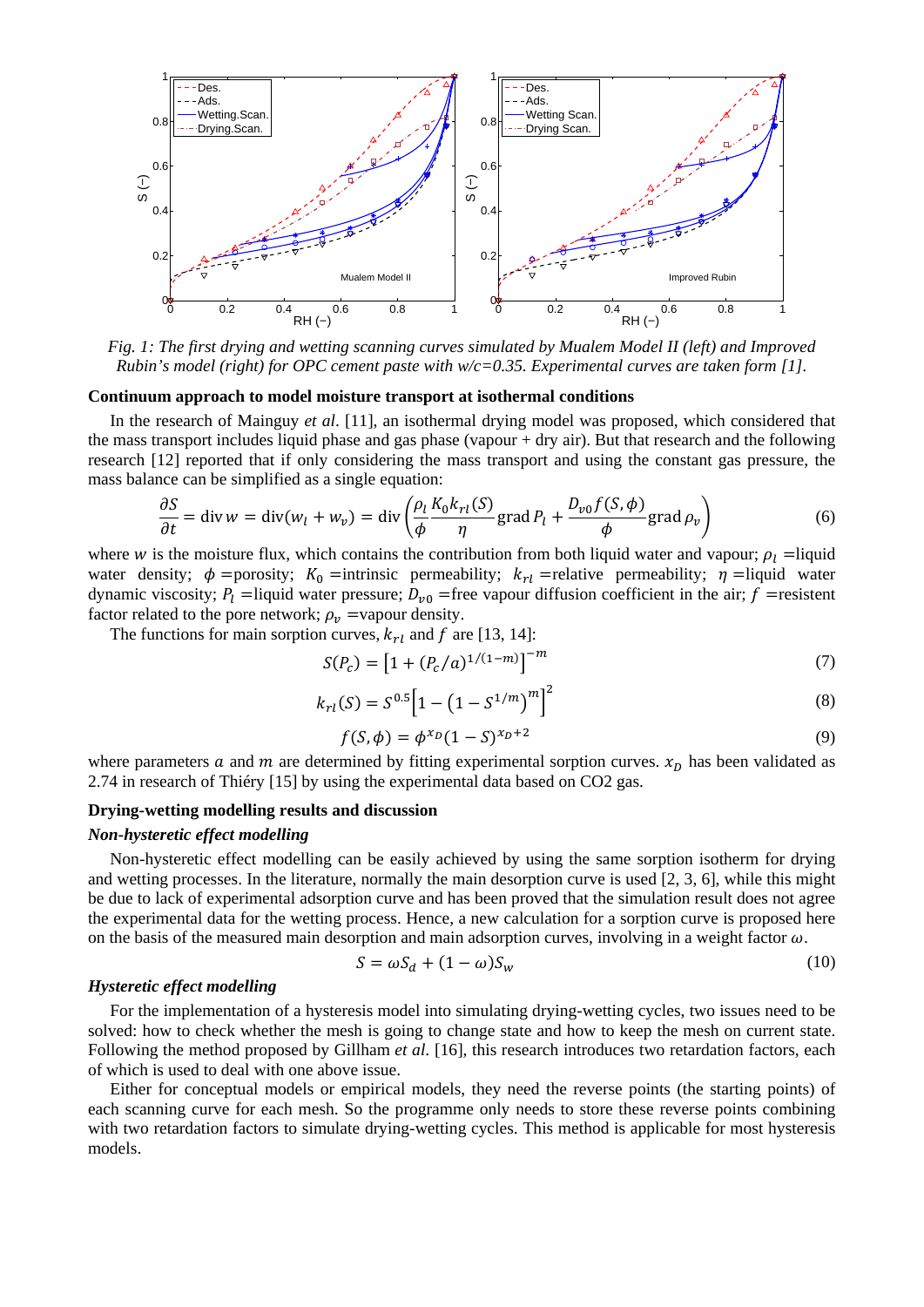*Fig. 1: The first drying and wetting scanning curves simulated by Mualem Model II (left) and Improved Rubin's model (right) for OPC cement paste with w/c=0.35. Experimental curves are taken form [1].*

**Continuum approach to model moisture transport at isothermal conditions**

In the research of Mainguy *et al*. [11], an isothermal drying model was proposed, which considered that the mass transport includes liquid phase and gas phase (vapour + dry air). But that research and the following research [12] reported that if only considering the mass transport and using the constant gas pressure, the mass balance can be simplified as a single equation:

$$\frac{\partial S}{\partial t} = \operatorname{div} w = \operatorname{div}(w_l + w_v) = \operatorname{div}\left(\frac{\rho_l}{\phi}\frac{K_0 k_{rl}(S)}{\eta}\operatorname{grad} P_l + \frac{D_{v0} f(S,\phi)}{\phi}\operatorname{grad} \rho_v\right) \tag{6}$$

where $w$ is the moisture flux, which contains the contribution from both liquid water and vapour; $\rho_l$ =liquid water density; $\phi$ =porosity; $K_0$ =intrinsic permeability; $k_{rl}$ =relative permeability; $\eta$ =liquid water dynamic viscosity; $P_l$ =liquid water pressure; $D_{v0}$ =free vapour diffusion coefficient in the air; $f$ =resistent factor related to the pore network; $\rho_v$ =vapour density.

The functions for main sorption curves, $k_{rl}$ and $f$ are [13, 14]:

$$S(P_c) = \left[1 + (P_c/a)^{1/(1-m)}\right]^{-m} \tag{7}$$

$$k_{rl}(S) = S^{0.5}\left[1 - \left(1 - S^{1/m}\right)^m\right]^2 \tag{8}$$

$$f(S,\phi) = \phi^{x_D}(1-S)^{x_D+2} \tag{9}$$

where parameters $a$ and $m$ are determined by fitting experimental sorption curves. $x_D$ has been validated as 2.74 in research of Thiéry [15] by using the experimental data based on CO2 gas.

**Drying-wetting modelling results and discussion**

***Non-hysteretic effect modelling***

Non-hysteretic effect modelling can be easily achieved by using the same sorption isotherm for drying and wetting processes. In the literature, normally the main desorption curve is used [2, 3, 6], while this might be due to lack of experimental adsorption curve and has been proved that the simulation result does not agree the experimental data for the wetting process. Hence, a new calculation for a sorption curve is proposed here on the basis of the measured main desorption and main adsorption curves, involving in a weight factor $\omega$.

$$S = \omega S_d + (1-\omega)S_w \tag{10}$$

***Hysteretic effect modelling***

For the implementation of a hysteresis model into simulating drying-wetting cycles, two issues need to be solved: how to check whether the mesh is going to change state and how to keep the mesh on current state. Following the method proposed by Gillham *et al*. [16], this research introduces two retardation factors, each of which is used to deal with one above issue.

Either for conceptual models or empirical models, they need the reverse points (the starting points) of each scanning curve for each mesh. So the programme only needs to store these reverse points combining with two retardation factors to simulate drying-wetting cycles. This method is applicable for most hysteresis models.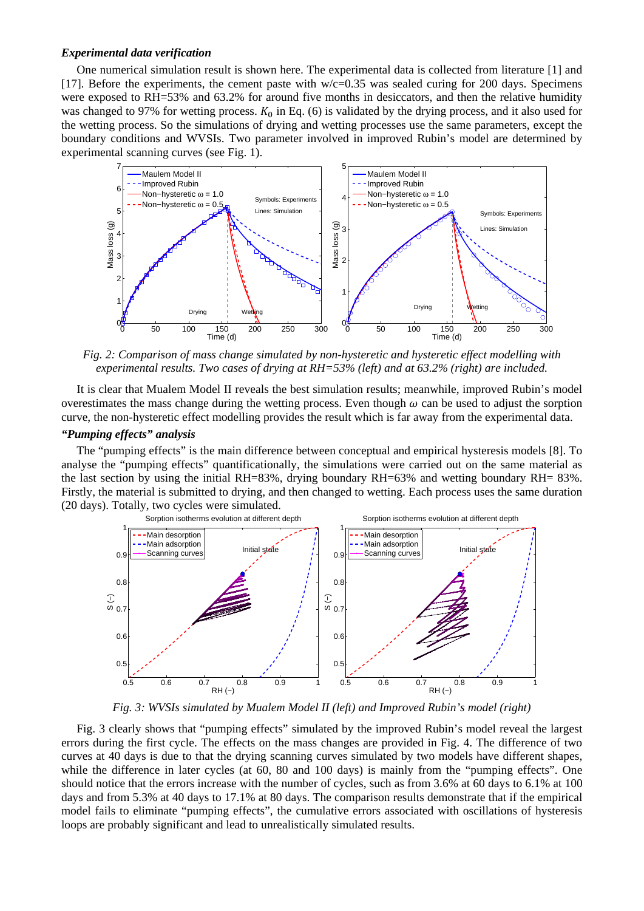***Experimental data verification***

One numerical simulation result is shown here. The experimental data is collected from literature [1] and [17]. Before the experiments, the cement paste with w/c=0.35 was sealed curing for 200 days. Specimens were exposed to RH=53% and 63.2% for around five months in desiccators, and then the relative humidity was changed to 97% for wetting process. $K_0$ in Eq. (6) is validated by the drying process, and it also used for the wetting process. So the simulations of drying and wetting processes use the same parameters, except the boundary conditions and WVSIs. Two parameter involved in improved Rubin's model are determined by experimental scanning curves (see Fig. 1).

*Fig. 2: Comparison of mass change simulated by non-hysteretic and hysteretic effect modelling with experimental results. Two cases of drying at RH=53% (left) and at 63.2% (right) are included.*

It is clear that Mualem Model II reveals the best simulation results; meanwhile, improved Rubin's model overestimates the mass change during the wetting process. Even though $\omega$ can be used to adjust the sorption curve, the non-hysteretic effect modelling provides the result which is far away from the experimental data.

***"Pumping effects" analysis***

The "pumping effects" is the main difference between conceptual and empirical hysteresis models [8]. To analyse the "pumping effects" quantificationally, the simulations were carried out on the same material as the last section by using the initial RH=83%, drying boundary RH=63% and wetting boundary RH= 83%. Firstly, the material is submitted to drying, and then changed to wetting. Each process uses the same duration (20 days). Totally, two cycles were simulated.

*Fig. 3: WVSIs simulated by Mualem Model II (left) and Improved Rubin's model (right)*

Fig. 3 clearly shows that "pumping effects" simulated by the improved Rubin's model reveal the largest errors during the first cycle. The effects on the mass changes are provided in Fig. 4. The difference of two curves at 40 days is due to that the drying scanning curves simulated by two models have different shapes, while the difference in later cycles (at 60, 80 and 100 days) is mainly from the "pumping effects". One should notice that the errors increase with the number of cycles, such as from 3.6% at 60 days to 6.1% at 100 days and from 5.3% at 40 days to 17.1% at 80 days. The comparison results demonstrate that if the empirical model fails to eliminate "pumping effects", the cumulative errors associated with oscillations of hysteresis loops are probably significant and lead to unrealistically simulated results.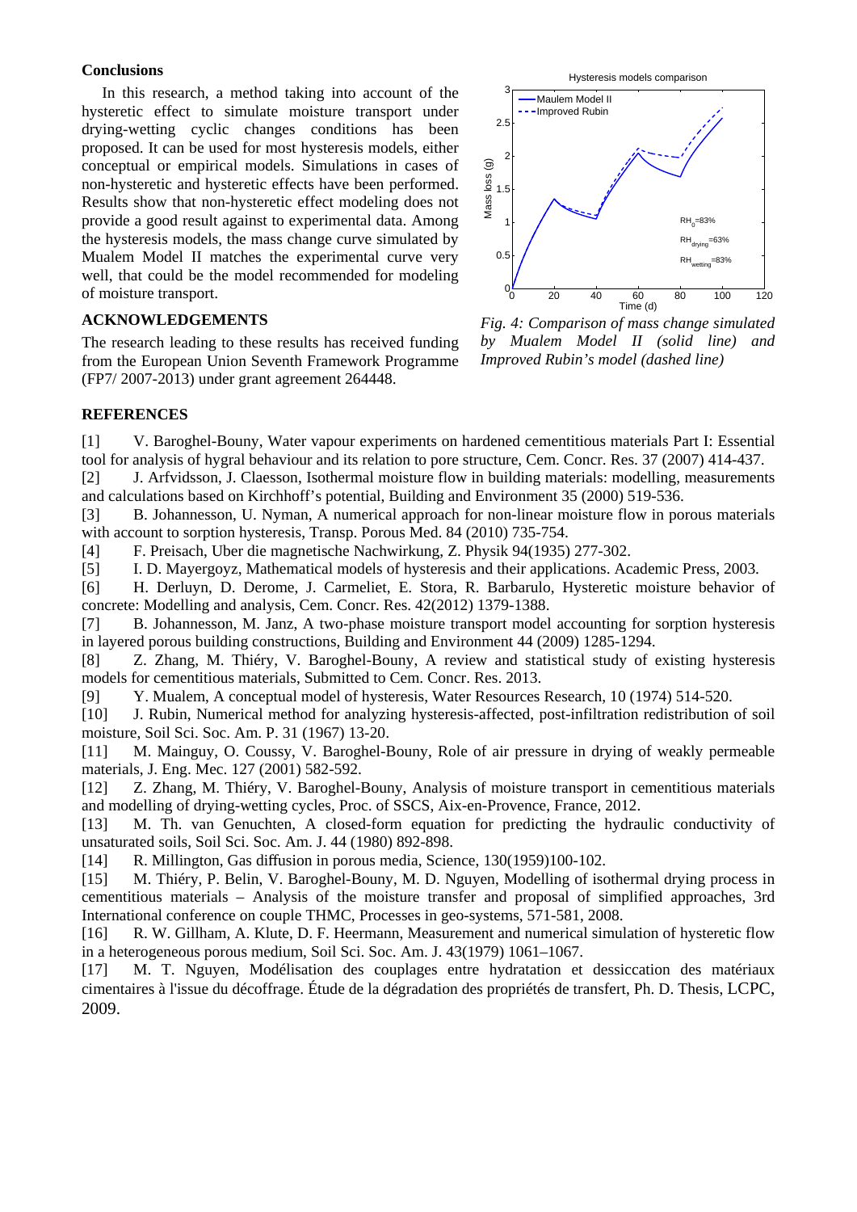## Conclusions

In this research, a method taking into account of the hysteretic effect to simulate moisture transport under drying-wetting cyclic changes conditions has been proposed. It can be used for most hysteresis models, either conceptual or empirical models. Simulations in cases of non-hysteretic and hysteretic effects have been performed. Results show that non-hysteretic effect modeling does not provide a good result against to experimental data. Among the hysteresis models, the mass change curve simulated by Mualem Model II matches the experimental curve very well, that could be the model recommended for modeling of moisture transport.

## ACKNOWLEDGEMENTS

The research leading to these results has received funding from the European Union Seventh Framework Programme (FP7/ 2007-2013) under grant agreement 264448.

Hysteresis models comparison

Maulem Model II
Improved Rubin

Mass loss (g)
0
0.5
1
1.5
2
2.5
3

Time (d)
0
20
40
60
80
100
120

$RH_0$=83%
$RH_{drying}$=63%
$RH_{wetting}$=83%

*Fig. 4: Comparison of mass change simulated by Mualem Model II (solid line) and Improved Rubin's model (dashed line)*

## REFERENCES

[1] V. Baroghel-Bouny, Water vapour experiments on hardened cementitious materials Part I: Essential tool for analysis of hygral behaviour and its relation to pore structure, Cem. Concr. Res. 37 (2007) 414-437.

[2] J. Arfvidsson, J. Claesson, Isothermal moisture flow in building materials: modelling, measurements and calculations based on Kirchhoff's potential, Building and Environment 35 (2000) 519-536.

[3] B. Johannesson, U. Nyman, A numerical approach for non-linear moisture flow in porous materials with account to sorption hysteresis, Transp. Porous Med. 84 (2010) 735-754.

[4] F. Preisach, Uber die magnetische Nachwirkung, Z. Physik 94(1935) 277-302.

[5] I. D. Mayergoyz, Mathematical models of hysteresis and their applications. Academic Press, 2003.

[6] H. Derluyn, D. Derome, J. Carmeliet, E. Stora, R. Barbarulo, Hysteretic moisture behavior of concrete: Modelling and analysis, Cem. Concr. Res. 42(2012) 1379-1388.

[7] B. Johannesson, M. Janz, A two-phase moisture transport model accounting for sorption hysteresis in layered porous building constructions, Building and Environment 44 (2009) 1285-1294.

[8] Z. Zhang, M. Thiéry, V. Baroghel-Bouny, A review and statistical study of existing hysteresis models for cementitious materials, Submitted to Cem. Concr. Res. 2013.

[9] Y. Mualem, A conceptual model of hysteresis, Water Resources Research, 10 (1974) 514-520.

[10] J. Rubin, Numerical method for analyzing hysteresis-affected, post-infiltration redistribution of soil moisture, Soil Sci. Soc. Am. P. 31 (1967) 13-20.

[11] M. Mainguy, O. Coussy, V. Baroghel-Bouny, Role of air pressure in drying of weakly permeable materials, J. Eng. Mec. 127 (2001) 582-592.

[12] Z. Zhang, M. Thiéry, V. Baroghel-Bouny, Analysis of moisture transport in cementitious materials and modelling of drying-wetting cycles, Proc. of SSCS, Aix-en-Provence, France, 2012.

[13] M. Th. van Genuchten, A closed-form equation for predicting the hydraulic conductivity of unsaturated soils, Soil Sci. Soc. Am. J. 44 (1980) 892-898.

[14] R. Millington, Gas diffusion in porous media, Science, 130(1959)100-102.

[15] M. Thiéry, P. Belin, V. Baroghel-Bouny, M. D. Nguyen, Modelling of isothermal drying process in cementitious materials – Analysis of the moisture transfer and proposal of simplified approaches, 3rd International conference on couple THMC, Processes in geo-systems, 571-581, 2008.

[16] R. W. Gillham, A. Klute, D. F. Heermann, Measurement and numerical simulation of hysteretic flow in a heterogeneous porous medium, Soil Sci. Soc. Am. J. 43(1979) 1061–1067.

[17] M. T. Nguyen, Modélisation des couplages entre hydratation et dessiccation des matériaux cimentaires à l'issue du décoffrage. Étude de la dégradation des propriétés de transfert, Ph. D. Thesis, LCPC, 2009.